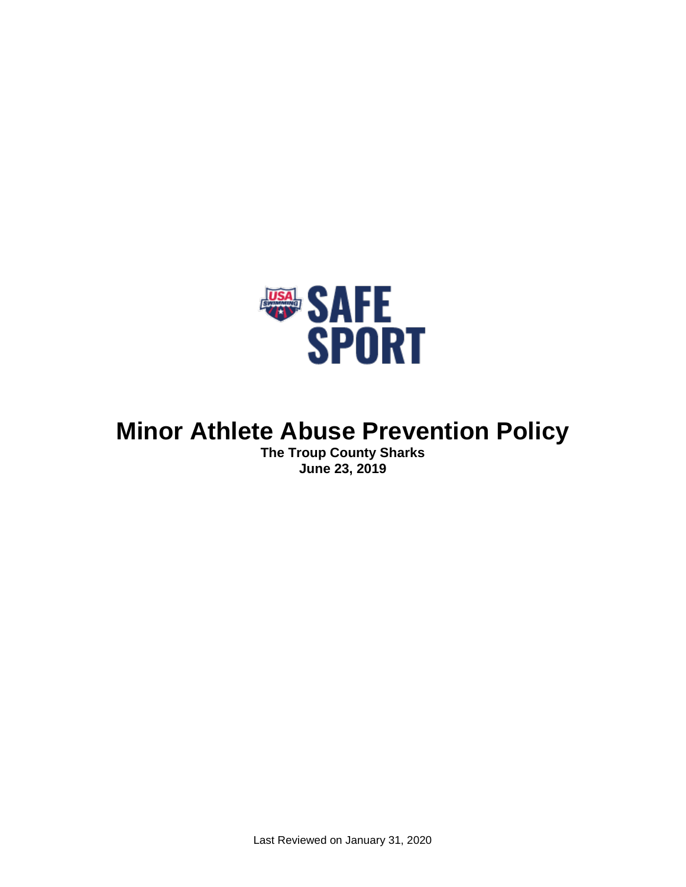USA SWIMMING SAFE SPORT

# Minor Athlete Abuse Prevention Policy

**The Troup County Sharks**
**June 23, 2019**

Last Reviewed on January 31, 2020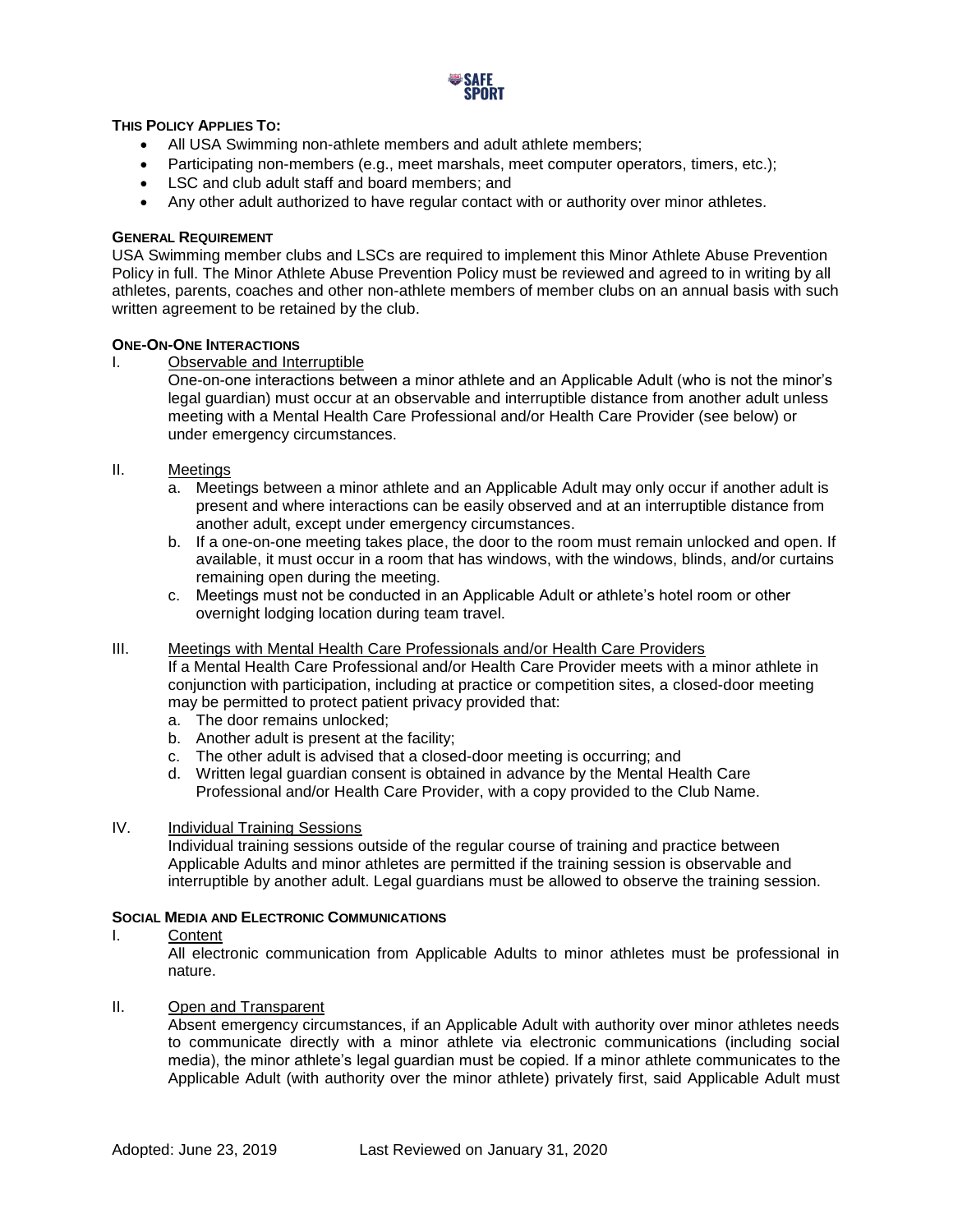**THIS POLICY APPLIES TO:**

- All USA Swimming non-athlete members and adult athlete members;
- Participating non-members (e.g., meet marshals, meet computer operators, timers, etc.);
- LSC and club adult staff and board members; and
- Any other adult authorized to have regular contact with or authority over minor athletes.

**GENERAL REQUIREMENT**

USA Swimming member clubs and LSCs are required to implement this Minor Athlete Abuse Prevention Policy in full. The Minor Athlete Abuse Prevention Policy must be reviewed and agreed to in writing by all athletes, parents, coaches and other non-athlete members of member clubs on an annual basis with such written agreement to be retained by the club.

**ONE-ON-ONE INTERACTIONS**

I. Observable and Interruptible

One-on-one interactions between a minor athlete and an Applicable Adult (who is not the minor's legal guardian) must occur at an observable and interruptible distance from another adult unless meeting with a Mental Health Care Professional and/or Health Care Provider (see below) or under emergency circumstances.

II. Meetings

a. Meetings between a minor athlete and an Applicable Adult may only occur if another adult is present and where interactions can be easily observed and at an interruptible distance from another adult, except under emergency circumstances.
b. If a one-on-one meeting takes place, the door to the room must remain unlocked and open. If available, it must occur in a room that has windows, with the windows, blinds, and/or curtains remaining open during the meeting.
c. Meetings must not be conducted in an Applicable Adult or athlete's hotel room or other overnight lodging location during team travel.

III. Meetings with Mental Health Care Professionals and/or Health Care Providers

If a Mental Health Care Professional and/or Health Care Provider meets with a minor athlete in conjunction with participation, including at practice or competition sites, a closed-door meeting may be permitted to protect patient privacy provided that:

a. The door remains unlocked;
b. Another adult is present at the facility;
c. The other adult is advised that a closed-door meeting is occurring; and
d. Written legal guardian consent is obtained in advance by the Mental Health Care Professional and/or Health Care Provider, with a copy provided to the Club Name.

IV. Individual Training Sessions

Individual training sessions outside of the regular course of training and practice between Applicable Adults and minor athletes are permitted if the training session is observable and interruptible by another adult. Legal guardians must be allowed to observe the training session.

**SOCIAL MEDIA AND ELECTRONIC COMMUNICATIONS**

I. Content

All electronic communication from Applicable Adults to minor athletes must be professional in nature.

II. Open and Transparent

Absent emergency circumstances, if an Applicable Adult with authority over minor athletes needs to communicate directly with a minor athlete via electronic communications (including social media), the minor athlete's legal guardian must be copied. If a minor athlete communicates to the Applicable Adult (with authority over the minor athlete) privately first, said Applicable Adult must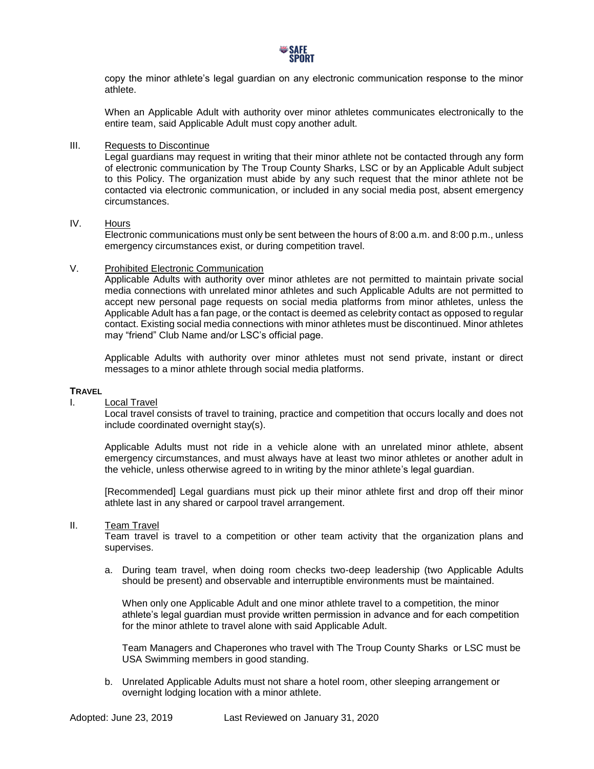copy the minor athlete's legal guardian on any electronic communication response to the minor athlete.

When an Applicable Adult with authority over minor athletes communicates electronically to the entire team, said Applicable Adult must copy another adult.

III. Requests to Discontinue

Legal guardians may request in writing that their minor athlete not be contacted through any form of electronic communication by The Troup County Sharks, LSC or by an Applicable Adult subject to this Policy. The organization must abide by any such request that the minor athlete not be contacted via electronic communication, or included in any social media post, absent emergency circumstances.

IV. Hours

Electronic communications must only be sent between the hours of 8:00 a.m. and 8:00 p.m., unless emergency circumstances exist, or during competition travel.

V. Prohibited Electronic Communication

Applicable Adults with authority over minor athletes are not permitted to maintain private social media connections with unrelated minor athletes and such Applicable Adults are not permitted to accept new personal page requests on social media platforms from minor athletes, unless the Applicable Adult has a fan page, or the contact is deemed as celebrity contact as opposed to regular contact. Existing social media connections with minor athletes must be discontinued. Minor athletes may "friend" Club Name and/or LSC's official page.

Applicable Adults with authority over minor athletes must not send private, instant or direct messages to a minor athlete through social media platforms.

**TRAVEL**

I. Local Travel

Local travel consists of travel to training, practice and competition that occurs locally and does not include coordinated overnight stay(s).

Applicable Adults must not ride in a vehicle alone with an unrelated minor athlete, absent emergency circumstances, and must always have at least two minor athletes or another adult in the vehicle, unless otherwise agreed to in writing by the minor athlete's legal guardian.

[Recommended] Legal guardians must pick up their minor athlete first and drop off their minor athlete last in any shared or carpool travel arrangement.

II. Team Travel

Team travel is travel to a competition or other team activity that the organization plans and supervises.

a. During team travel, when doing room checks two-deep leadership (two Applicable Adults should be present) and observable and interruptible environments must be maintained.

   When only one Applicable Adult and one minor athlete travel to a competition, the minor athlete's legal guardian must provide written permission in advance and for each competition for the minor athlete to travel alone with said Applicable Adult.

   Team Managers and Chaperones who travel with The Troup County Sharks or LSC must be USA Swimming members in good standing.

b. Unrelated Applicable Adults must not share a hotel room, other sleeping arrangement or overnight lodging location with a minor athlete.

Adopted: June 23, 2019 Last Reviewed on January 31, 2020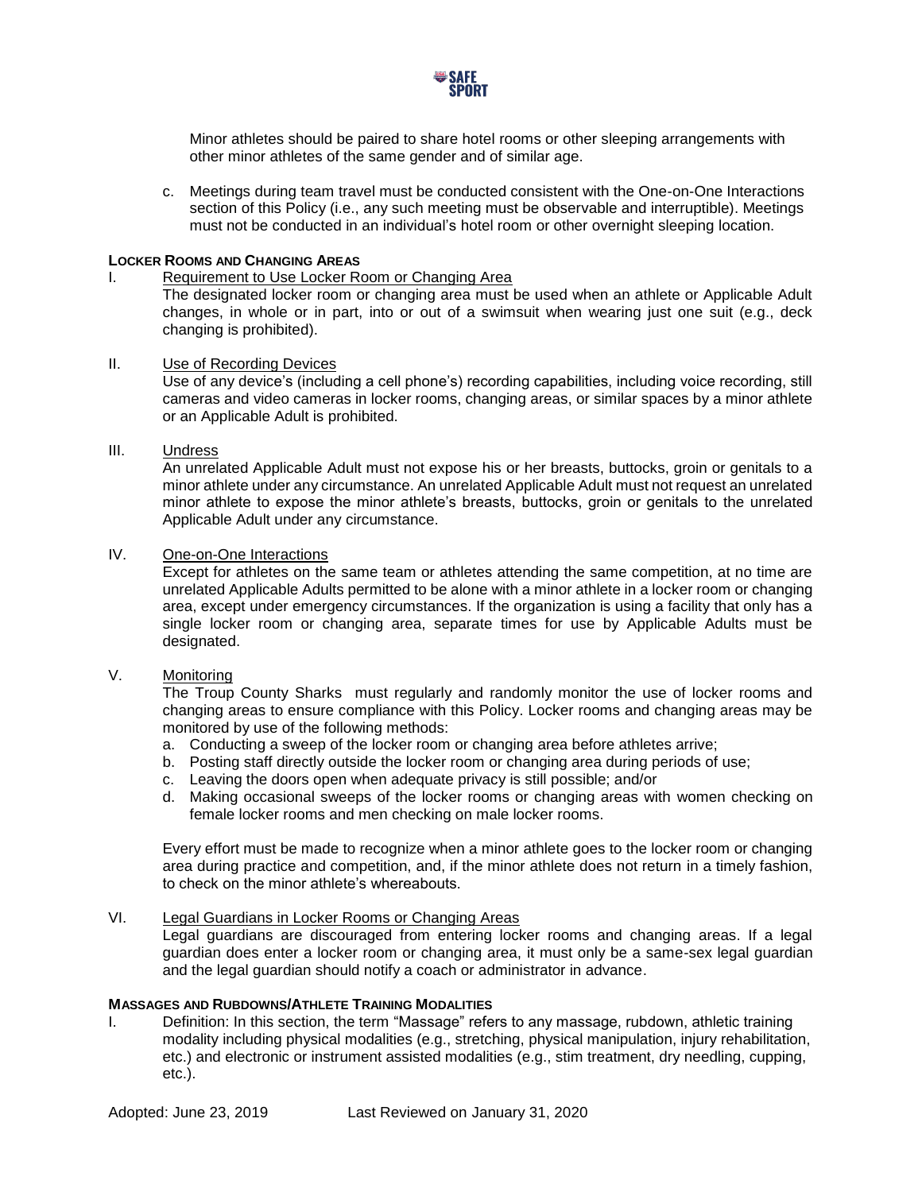Minor athletes should be paired to share hotel rooms or other sleeping arrangements with other minor athletes of the same gender and of similar age.

c. Meetings during team travel must be conducted consistent with the One-on-One Interactions section of this Policy (i.e., any such meeting must be observable and interruptible). Meetings must not be conducted in an individual's hotel room or other overnight sleeping location.

**LOCKER ROOMS AND CHANGING AREAS**

I. Requirement to Use Locker Room or Changing Area

The designated locker room or changing area must be used when an athlete or Applicable Adult changes, in whole or in part, into or out of a swimsuit when wearing just one suit (e.g., deck changing is prohibited).

II. Use of Recording Devices

Use of any device's (including a cell phone's) recording capabilities, including voice recording, still cameras and video cameras in locker rooms, changing areas, or similar spaces by a minor athlete or an Applicable Adult is prohibited.

III. Undress

An unrelated Applicable Adult must not expose his or her breasts, buttocks, groin or genitals to a minor athlete under any circumstance. An unrelated Applicable Adult must not request an unrelated minor athlete to expose the minor athlete's breasts, buttocks, groin or genitals to the unrelated Applicable Adult under any circumstance.

IV. One-on-One Interactions

Except for athletes on the same team or athletes attending the same competition, at no time are unrelated Applicable Adults permitted to be alone with a minor athlete in a locker room or changing area, except under emergency circumstances. If the organization is using a facility that only has a single locker room or changing area, separate times for use by Applicable Adults must be designated.

V. Monitoring

The Troup County Sharks must regularly and randomly monitor the use of locker rooms and changing areas to ensure compliance with this Policy. Locker rooms and changing areas may be monitored by use of the following methods:

a. Conducting a sweep of the locker room or changing area before athletes arrive;
b. Posting staff directly outside the locker room or changing area during periods of use;
c. Leaving the doors open when adequate privacy is still possible; and/or
d. Making occasional sweeps of the locker rooms or changing areas with women checking on female locker rooms and men checking on male locker rooms.

Every effort must be made to recognize when a minor athlete goes to the locker room or changing area during practice and competition, and, if the minor athlete does not return in a timely fashion, to check on the minor athlete's whereabouts.

VI. Legal Guardians in Locker Rooms or Changing Areas

Legal guardians are discouraged from entering locker rooms and changing areas. If a legal guardian does enter a locker room or changing area, it must only be a same-sex legal guardian and the legal guardian should notify a coach or administrator in advance.

**MASSAGES AND RUBDOWNS/ATHLETE TRAINING MODALITIES**

I. Definition: In this section, the term "Massage" refers to any massage, rubdown, athletic training modality including physical modalities (e.g., stretching, physical manipulation, injury rehabilitation, etc.) and electronic or instrument assisted modalities (e.g., stim treatment, dry needling, cupping, etc.).

Adopted: June 23, 2019 Last Reviewed on January 31, 2020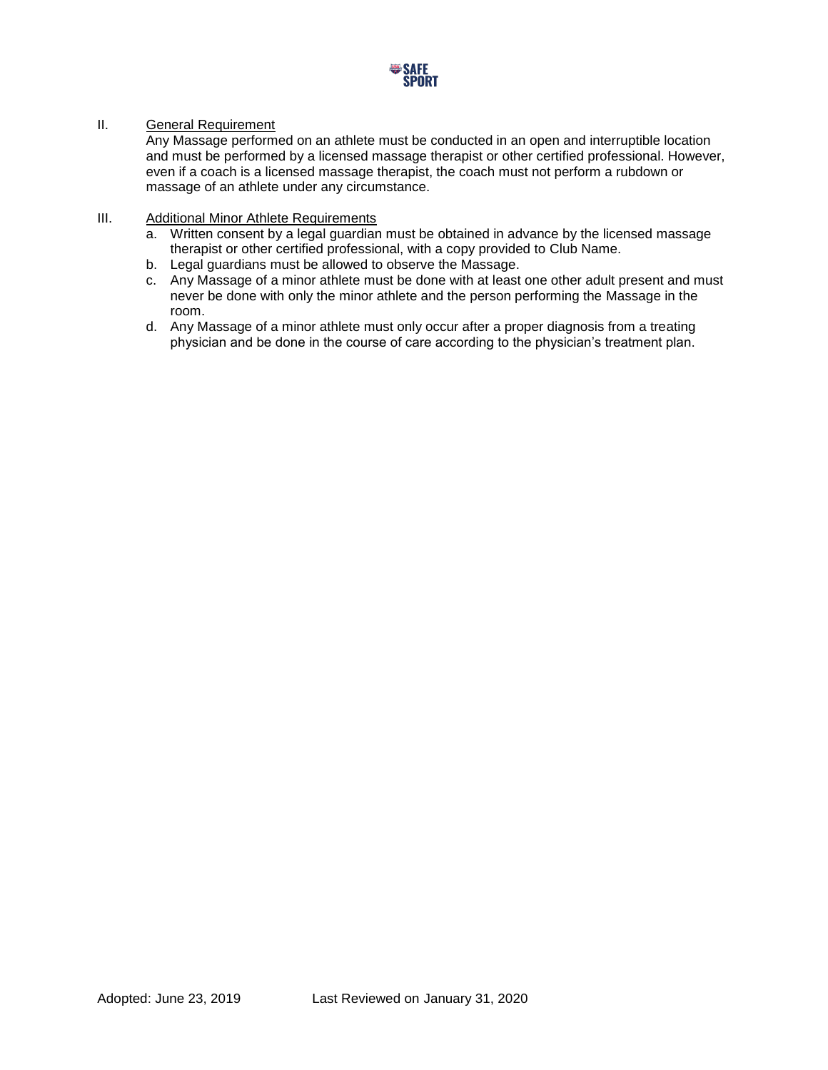II. <u>General Requirement</u>

Any Massage performed on an athlete must be conducted in an open and interruptible location and must be performed by a licensed massage therapist or other certified professional. However, even if a coach is a licensed massage therapist, the coach must not perform a rubdown or massage of an athlete under any circumstance.

III. <u>Additional Minor Athlete Requirements</u>

a. Written consent by a legal guardian must be obtained in advance by the licensed massage therapist or other certified professional, with a copy provided to Club Name.
b. Legal guardians must be allowed to observe the Massage.
c. Any Massage of a minor athlete must be done with at least one other adult present and must never be done with only the minor athlete and the person performing the Massage in the room.
d. Any Massage of a minor athlete must only occur after a proper diagnosis from a treating physician and be done in the course of care according to the physician's treatment plan.

Adopted: June 23, 2019 Last Reviewed on January 31, 2020